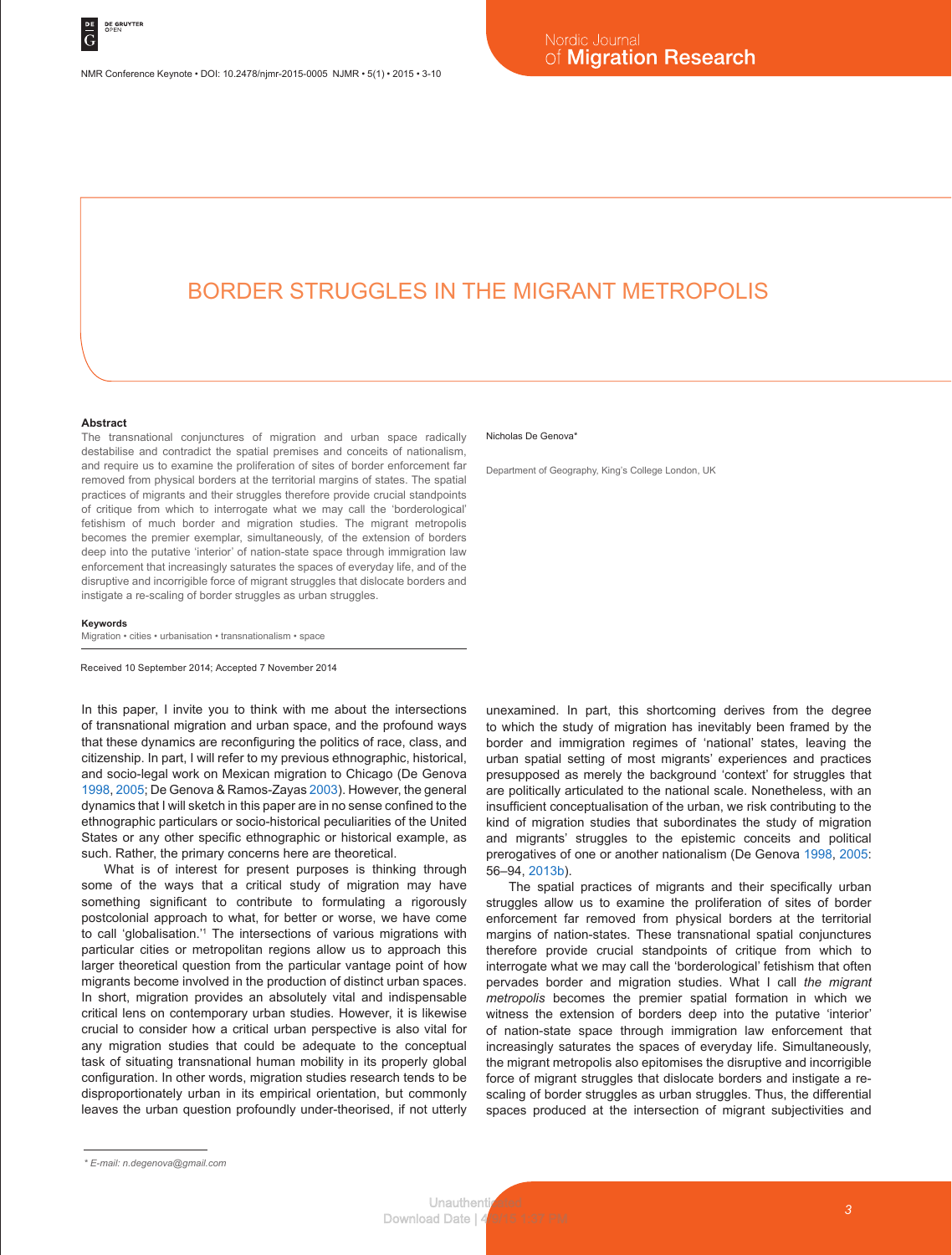# BORDER STRUGGLES IN THE MIGRANT METROPOLIS

Nicholas De Genova*

Department of Geography, King's College London, UK

### Abstract

The transnational conjunctures of migration and urban space radically destabilise and contradict the spatial premises and conceits of nationalism, and require us to examine the proliferation of sites of border enforcement far removed from physical borders at the territorial margins of states. The spatial practices of migrants and their struggles therefore provide crucial standpoints of critique from which to interrogate what we may call the 'borderological' fetishism of much border and migration studies. The migrant metropolis becomes the premier exemplar, simultaneously, of the extension of borders deep into the putative 'interior' of nation-state space through immigration law enforcement that increasingly saturates the spaces of everyday life, and of the disruptive and incorrigible force of migrant struggles that dislocate borders and instigate a re-scaling of border struggles as urban struggles.

### Keywords

Migration • cities • urbanisation • transnationalism • space

Received 10 September 2014; Accepted 7 November 2014

In this paper, I invite you to think with me about the intersections of transnational migration and urban space, and the profound ways that these dynamics are reconfiguring the politics of race, class, and citizenship. In part, I will refer to my previous ethnographic, historical, and socio-legal work on Mexican migration to Chicago (De Genova 1998, 2005; De Genova & Ramos-Zayas 2003). However, the general dynamics that I will sketch in this paper are in no sense confined to the ethnographic particulars or socio-historical peculiarities of the United States or any other specific ethnographic or historical example, as such. Rather, the primary concerns here are theoretical.

What is of interest for present purposes is thinking through some of the ways that a critical study of migration may have something significant to contribute to formulating a rigorously postcolonial approach to what, for better or worse, we have come to call 'globalisation.'[1] The intersections of various migrations with particular cities or metropolitan regions allow us to approach this larger theoretical question from the particular vantage point of how migrants become involved in the production of distinct urban spaces. In short, migration provides an absolutely vital and indispensable critical lens on contemporary urban studies. However, it is likewise crucial to consider how a critical urban perspective is also vital for any migration studies that could be adequate to the conceptual task of situating transnational human mobility in its properly global configuration. In other words, migration studies research tends to be disproportionately urban in its empirical orientation, but commonly leaves the urban question profoundly under-theorised, if not utterly unexamined. In part, this shortcoming derives from the degree to which the study of migration has inevitably been framed by the border and immigration regimes of 'national' states, leaving the urban spatial setting of most migrants' experiences and practices presupposed as merely the background 'context' for struggles that are politically articulated to the national scale. Nonetheless, with an insufficient conceptualisation of the urban, we risk contributing to the kind of migration studies that subordinates the study of migration and migrants' struggles to the epistemic conceits and political prerogatives of one or another nationalism (De Genova 1998, 2005: 56–94, 2013b).

The spatial practices of migrants and their specifically urban struggles allow us to examine the proliferation of sites of border enforcement far removed from physical borders at the territorial margins of nation-states. These transnational spatial conjunctures therefore provide crucial standpoints of critique from which to interrogate what we may call the 'borderological' fetishism that often pervades border and migration studies. What I call *the migrant metropolis* becomes the premier spatial formation in which we witness the extension of borders deep into the putative 'interior' of nation-state space through immigration law enforcement that increasingly saturates the spaces of everyday life. Simultaneously, the migrant metropolis also epitomises the disruptive and incorrigible force of migrant struggles that dislocate borders and instigate a re-scaling of border struggles as urban struggles. Thus, the differential spaces produced at the intersection of migrant subjectivities and

* E-mail: n.degenova@gmail.com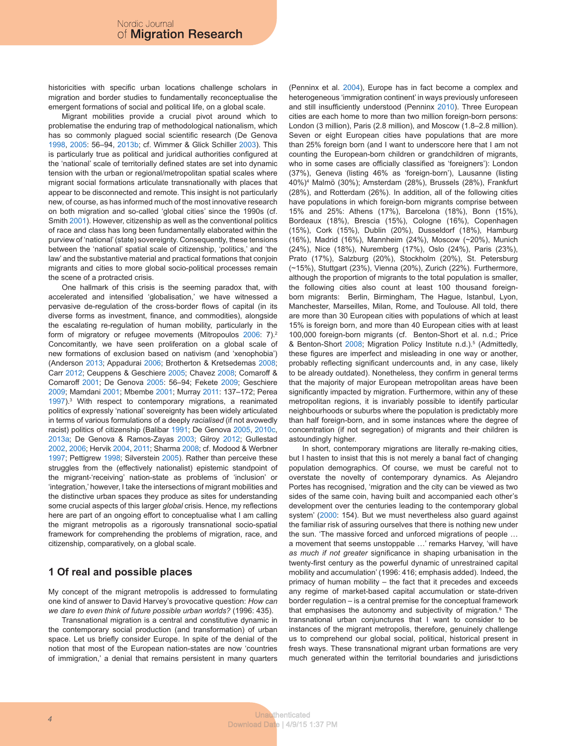historicities with specific urban locations challenge scholars in migration and border studies to fundamentally reconceptualise the emergent formations of social and political life, on a global scale.

Migrant mobilities provide a crucial pivot around which to problematise the enduring trap of methodological nationalism, which has so commonly plagued social scientific research (De Genova 1998, 2005: 56–94, 2013b; cf. Wimmer & Glick Schiller 2003). This is particularly true as political and juridical authorities configured at the 'national' scale of territorially defined states are set into dynamic tension with the urban or regional/metropolitan spatial scales where migrant social formations articulate transnationally with places that appear to be disconnected and remote. This insight is not particularly new, of course, as has informed much of the most innovative research on both migration and so-called 'global cities' since the 1990s (cf. Smith 2001). However, citizenship as well as the conventional politics of race and class has long been fundamentally elaborated within the purview of 'national' (state) sovereignty. Consequently, these tensions between the 'national' spatial scale of citizenship, 'politics,' and 'the law' and the substantive material and practical formations that conjoin migrants and cities to more global socio-political processes remain the scene of a protracted crisis.

One hallmark of this crisis is the seeming paradox that, with accelerated and intensified 'globalisation,' we have witnessed a pervasive de-regulation of the cross-border flows of capital (in its diverse forms as investment, finance, and commodities), alongside the escalating re-regulation of human mobility, particularly in the form of migratory or refugee movements (Mitropoulos 2006: 7).[2] Concomitantly, we have seen proliferation on a global scale of new formations of exclusion based on nativism (and 'xenophobia') (Anderson 2013; Appadurai 2006; Brotherton & Kretsedemas 2008; Carr 2012; Ceuppens & Geschiere 2005; Chavez 2008; Comaroff & Comaroff 2001; De Genova 2005: 56–94; Fekete 2009; Geschiere 2009; Mamdani 2001; Mbembe 2001; Murray 2011: 137–172; Perea 1997).[3] With respect to contemporary migrations, a reanimated politics of expressly 'national' sovereignty has been widely articulated in terms of various formulations of a deeply *racialised* (if not avowedly racist) politics of citizenship (Balibar 1991; De Genova 2005, 2010c, 2013a; De Genova & Ramos-Zayas 2003; Gilroy 2012; Gullestad 2002, 2006; Hervik 2004, 2011; Sharma 2008; cf. Modood & Werbner 1997; Pettigrew 1998; Silverstein 2005). Rather than perceive these struggles from the (effectively nationalist) epistemic standpoint of the migrant-'receiving' nation-state as problems of 'inclusion' or 'integration,' however, I take the intersections of migrant mobilities and the distinctive urban spaces they produce as sites for understanding some crucial aspects of this larger *global* crisis. Hence, my reflections here are part of an ongoing effort to conceptualise what I am calling the migrant metropolis as a rigorously transnational socio-spatial framework for comprehending the problems of migration, race, and citizenship, comparatively, on a global scale.

## 1 Of real and possible places

My concept of the migrant metropolis is addressed to formulating one kind of answer to David Harvey's provocative question: *How can we dare to even think of future possible urban worlds?* (1996: 435).

Transnational migration is a central and constitutive dynamic in the contemporary social production (and transformation) of urban space. Let us briefly consider Europe. In spite of the denial of the notion that most of the European nation-states are now 'countries of immigration,' a denial that remains persistent in many quarters (Penninx et al. 2004), Europe has in fact become a complex and heterogeneous 'immigration continent' in ways previously unforeseen and still insufficiently understood (Penninx 2010). Three European cities are each home to more than two million foreign-born persons: London (3 million), Paris (2.8 million), and Moscow (1.8–2.8 million). Seven or eight European cities have populations that are more than 25% foreign born (and I want to underscore here that I am not counting the European-born children or grandchildren of migrants, who in some cases are officially classified as 'foreigners'): London (37%), Geneva (listing 46% as 'foreign-born'), Lausanne (listing 40%)[4] Malmö (30%); Amsterdam (28%), Brussels (28%), Frankfurt (28%), and Rotterdam (26%). In addition, all of the following cities have populations in which foreign-born migrants comprise between 15% and 25%: Athens (17%), Barcelona (18%), Bonn (15%), Bordeaux (18%), Brescia (15%), Cologne (16%), Copenhagen (15%), Cork (15%), Dublin (20%), Dusseldorf (18%), Hamburg (16%), Madrid (16%), Mannheim (24%), Moscow (~20%), Munich (24%), Nice (18%), Nuremberg (17%), Oslo (24%), Paris (23%), Prato (17%), Salzburg (20%), Stockholm (20%), St. Petersburg (~15%), Stuttgart (23%), Vienna (20%), Zurich (22%). Furthermore, although the proportion of migrants to the total population is smaller, the following cities also count at least 100 thousand foreign-born migrants: Berlin, Birmingham, The Hague, Istanbul, Lyon, Manchester, Marseilles, Milan, Rome, and Toulouse. All told, there are more than 30 European cities with populations of which at least 15% is foreign born, and more than 40 European cities with at least 100,000 foreign-born migrants (cf. Benton-Short et al. n.d.; Price & Benton-Short 2008; Migration Policy Institute n.d.).[5] (Admittedly, these figures are imperfect and misleading in one way or another, probably reflecting significant undercounts and, in any case, likely to be already outdated). Nonetheless, they confirm in general terms that the majority of major European metropolitan areas have been significantly impacted by migration. Furthermore, within any of these metropolitan regions, it is invariably possible to identify particular neighbourhoods or suburbs where the population is predictably more than half foreign-born, and in some instances where the degree of concentration (if not segregation) of migrants and their children is astoundingly higher.

In short, contemporary migrations are literally re-making cities, but I hasten to insist that this is not merely a banal fact of changing population demographics. Of course, we must be careful not to overstate the novelty of contemporary dynamics. As Alejandro Portes has recognised, 'migration and the city can be viewed as two sides of the same coin, having built and accompanied each other's development over the centuries leading to the contemporary global system' (2000: 154). But we must nevertheless also guard against the familiar risk of assuring ourselves that there is nothing new under the sun. 'The massive forced and unforced migrations of people … a movement that seems unstoppable …' remarks Harvey, 'will have *as much if not greater* significance in shaping urbanisation in the twenty-first century as the powerful dynamic of unrestrained capital mobility and accumulation' (1996: 416; emphasis added). Indeed, the primacy of human mobility – the fact that it precedes and exceeds any regime of market-based capital accumulation or state-driven border regulation – is a central premise for the conceptual framework that emphasises the autonomy and subjectivity of migration.[6] The transnational urban conjunctures that I want to consider to be instances of the migrant metropolis, therefore, genuinely challenge us to comprehend our global social, political, historical present in fresh ways. These transnational migrant urban formations are very much generated within the territorial boundaries and jurisdictions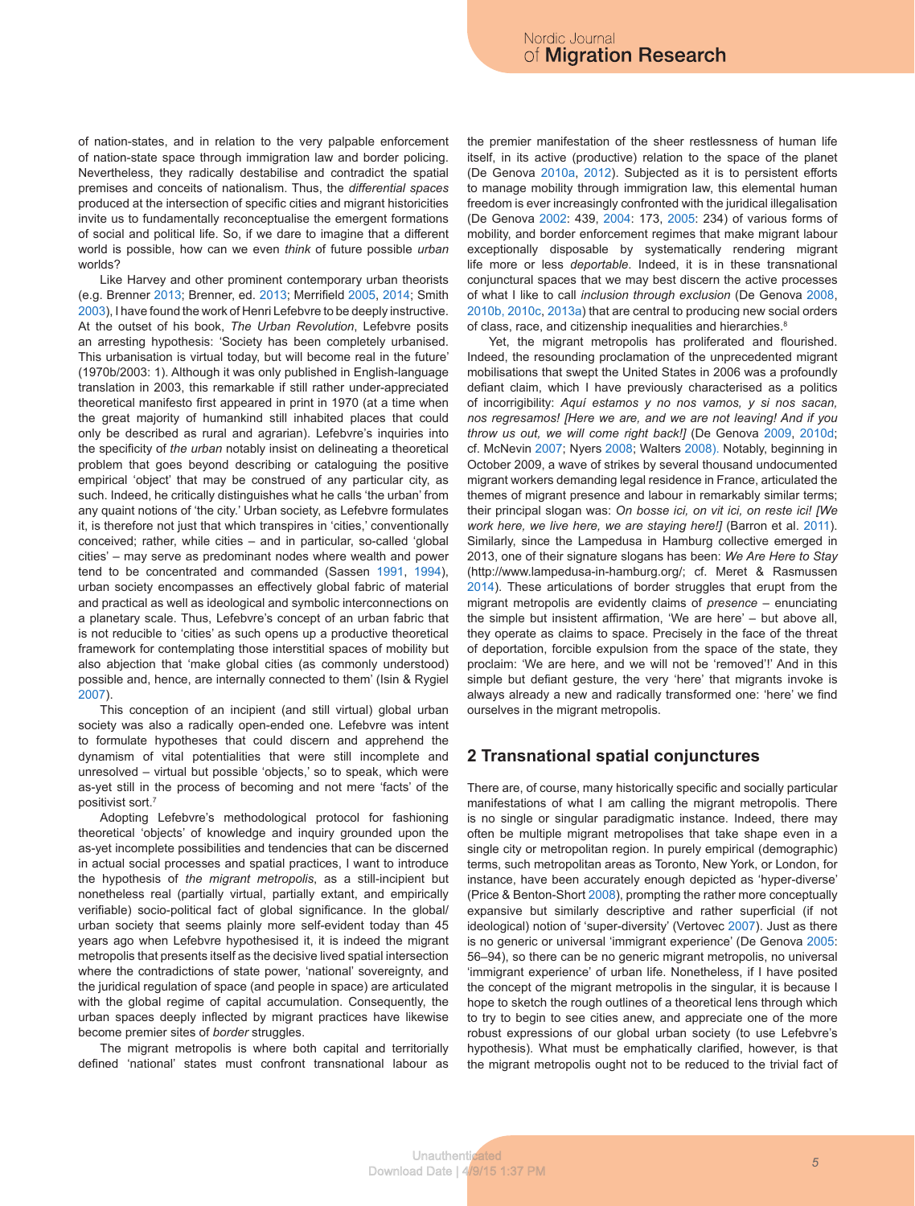of nation-states, and in relation to the very palpable enforcement of nation-state space through immigration law and border policing. Nevertheless, they radically destabilise and contradict the spatial premises and conceits of nationalism. Thus, the *differential spaces* produced at the intersection of specific cities and migrant historicities invite us to fundamentally reconceptualise the emergent formations of social and political life. So, if we dare to imagine that a different world is possible, how can we even *think* of future possible *urban* worlds?

Like Harvey and other prominent contemporary urban theorists (e.g. Brenner 2013; Brenner, ed. 2013; Merrifield 2005, 2014; Smith 2003), I have found the work of Henri Lefebvre to be deeply instructive. At the outset of his book, *The Urban Revolution*, Lefebvre posits an arresting hypothesis: 'Society has been completely urbanised. This urbanisation is virtual today, but will become real in the future' (1970b/2003: 1). Although it was only published in English-language translation in 2003, this remarkable if still rather under-appreciated theoretical manifesto first appeared in print in 1970 (at a time when the great majority of humankind still inhabited places that could only be described as rural and agrarian). Lefebvre's inquiries into the specificity of *the urban* notably insist on delineating a theoretical problem that goes beyond describing or cataloguing the positive empirical 'object' that may be construed of any particular city, as such. Indeed, he critically distinguishes what he calls 'the urban' from any quaint notions of 'the city.' Urban society, as Lefebvre formulates it, is therefore not just that which transpires in 'cities,' conventionally conceived; rather, while cities – and in particular, so-called 'global cities' – may serve as predominant nodes where wealth and power tend to be concentrated and commanded (Sassen 1991, 1994), urban society encompasses an effectively global fabric of material and practical as well as ideological and symbolic interconnections on a planetary scale. Thus, Lefebvre's concept of an urban fabric that is not reducible to 'cities' as such opens up a productive theoretical framework for contemplating those interstitial spaces of mobility but also abjection that 'make global cities (as commonly understood) possible and, hence, are internally connected to them' (Isin & Rygiel 2007).

This conception of an incipient (and still virtual) global urban society was also a radically open-ended one. Lefebvre was intent to formulate hypotheses that could discern and apprehend the dynamism of vital potentialities that were still incomplete and unresolved – virtual but possible 'objects,' so to speak, which were as-yet still in the process of becoming and not mere 'facts' of the positivist sort.[7]

Adopting Lefebvre's methodological protocol for fashioning theoretical 'objects' of knowledge and inquiry grounded upon the as-yet incomplete possibilities and tendencies that can be discerned in actual social processes and spatial practices, I want to introduce the hypothesis of *the migrant metropolis*, as a still-incipient but nonetheless real (partially virtual, partially extant, and empirically verifiable) socio-political fact of global significance. In the global/urban society that seems plainly more self-evident today than 45 years ago when Lefebvre hypothesised it, it is indeed the migrant metropolis that presents itself as the decisive lived spatial intersection where the contradictions of state power, 'national' sovereignty, and the juridical regulation of space (and people in space) are articulated with the global regime of capital accumulation. Consequently, the urban spaces deeply inflected by migrant practices have likewise become premier sites of *border* struggles.

The migrant metropolis is where both capital and territorially defined 'national' states must confront transnational labour as the premier manifestation of the sheer restlessness of human life itself, in its active (productive) relation to the space of the planet (De Genova 2010a, 2012). Subjected as it is to persistent efforts to manage mobility through immigration law, this elemental human freedom is ever increasingly confronted with the juridical illegalisation (De Genova 2002: 439, 2004: 173, 2005: 234) of various forms of mobility, and border enforcement regimes that make migrant labour exceptionally disposable by systematically rendering migrant life more or less *deportable*. Indeed, it is in these transnational conjunctural spaces that we may best discern the active processes of what I like to call *inclusion through exclusion* (De Genova 2008, 2010b, 2010c, 2013a) that are central to producing new social orders of class, race, and citizenship inequalities and hierarchies.[8]

Yet, the migrant metropolis has proliferated and flourished. Indeed, the resounding proclamation of the unprecedented migrant mobilisations that swept the United States in 2006 was a profoundly defiant claim, which I have previously characterised as a politics of incorrigibility: *Aquí estamos y no nos vamos, y si nos sacan, nos regresamos! [Here we are, and we are not leaving! And if you throw us out, we will come right back!]* (De Genova 2009, 2010d; cf. McNevin 2007; Nyers 2008; Walters 2008). Notably, beginning in October 2009, a wave of strikes by several thousand undocumented migrant workers demanding legal residence in France, articulated the themes of migrant presence and labour in remarkably similar terms; their principal slogan was: *On bosse ici, on vit ici, on reste ici! [We work here, we live here, we are staying here!]* (Barron et al. 2011). Similarly, since the Lampedusa in Hamburg collective emerged in 2013, one of their signature slogans has been: *We Are Here to Stay* (http://www.lampedusa-in-hamburg.org/; cf. Meret & Rasmussen 2014). These articulations of border struggles that erupt from the migrant metropolis are evidently claims of *presence* – enunciating the simple but insistent affirmation, 'We are here' – but above all, they operate as claims to space. Precisely in the face of the threat of deportation, forcible expulsion from the space of the state, they proclaim: 'We are here, and we will not be 'removed'!' And in this simple but defiant gesture, the very 'here' that migrants invoke is always already a new and radically transformed one: 'here' we find ourselves in the migrant metropolis.

## 2 Transnational spatial conjunctures

There are, of course, many historically specific and socially particular manifestations of what I am calling the migrant metropolis. There is no single or singular paradigmatic instance. Indeed, there may often be multiple migrant metropolises that take shape even in a single city or metropolitan region. In purely empirical (demographic) terms, such metropolitan areas as Toronto, New York, or London, for instance, have been accurately enough depicted as 'hyper-diverse' (Price & Benton-Short 2008), prompting the rather more conceptually expansive but similarly descriptive and rather superficial (if not ideological) notion of 'super-diversity' (Vertovec 2007). Just as there is no generic or universal 'immigrant experience' (De Genova 2005: 56–94), so there can be no generic migrant metropolis, no universal 'immigrant experience' of urban life. Nonetheless, if I have posited the concept of the migrant metropolis in the singular, it is because I hope to sketch the rough outlines of a theoretical lens through which to try to begin to see cities anew, and appreciate one of the more robust expressions of our global urban society (to use Lefebvre's hypothesis). What must be emphatically clarified, however, is that the migrant metropolis ought not to be reduced to the trivial fact of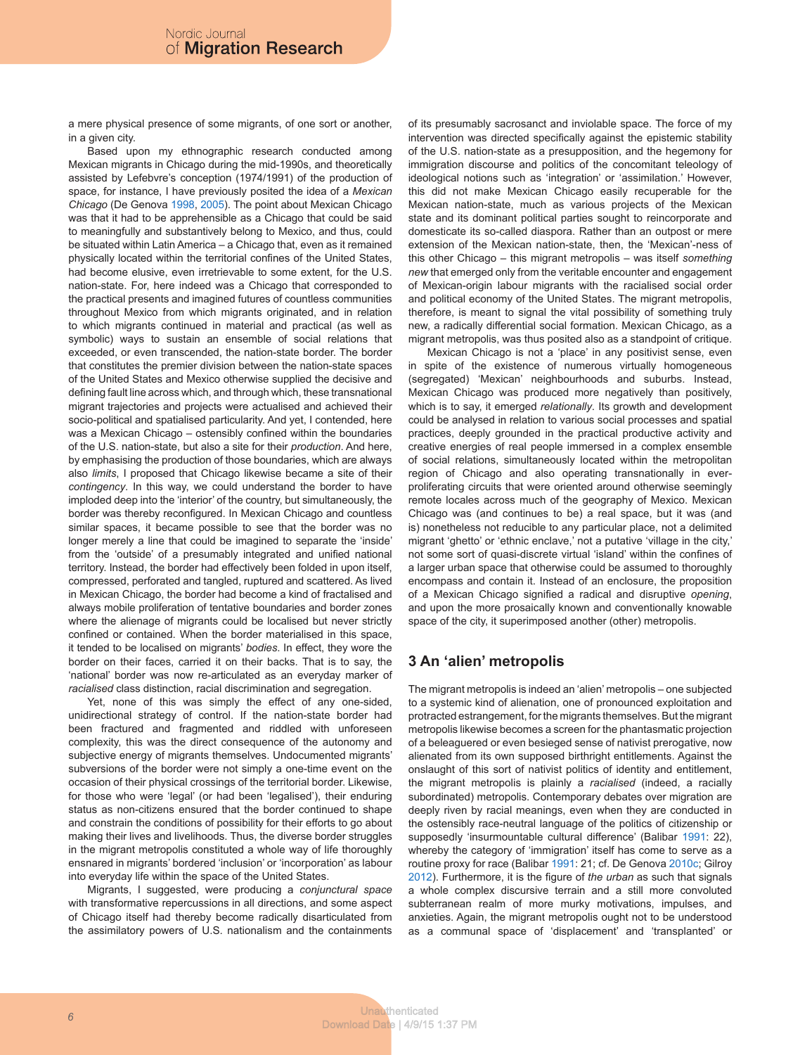a mere physical presence of some migrants, of one sort or another, in a given city.

Based upon my ethnographic research conducted among Mexican migrants in Chicago during the mid-1990s, and theoretically assisted by Lefebvre's conception (1974/1991) of the production of space, for instance, I have previously posited the idea of a *Mexican Chicago* (De Genova 1998, 2005). The point about Mexican Chicago was that it had to be apprehensible as a Chicago that could be said to meaningfully and substantively belong to Mexico, and thus, could be situated within Latin America – a Chicago that, even as it remained physically located within the territorial confines of the United States, had become elusive, even irretrievable to some extent, for the U.S. nation-state. For, here indeed was a Chicago that corresponded to the practical presents and imagined futures of countless communities throughout Mexico from which migrants originated, and in relation to which migrants continued in material and practical (as well as symbolic) ways to sustain an ensemble of social relations that exceeded, or even transcended, the nation-state border. The border that constitutes the premier division between the nation-state spaces of the United States and Mexico otherwise supplied the decisive and defining fault line across which, and through which, these transnational migrant trajectories and projects were actualised and achieved their socio-political and spatialised particularity. And yet, I contended, here was a Mexican Chicago – ostensibly confined within the boundaries of the U.S. nation-state, but also a site for their *production*. And here, by emphasising the production of those boundaries, which are always also *limits*, I proposed that Chicago likewise became a site of their *contingency*. In this way, we could understand the border to have imploded deep into the 'interior' of the country, but simultaneously, the border was thereby reconfigured. In Mexican Chicago and countless similar spaces, it became possible to see that the border was no longer merely a line that could be imagined to separate the 'inside' from the 'outside' of a presumably integrated and unified national territory. Instead, the border had effectively been folded in upon itself, compressed, perforated and tangled, ruptured and scattered. As lived in Mexican Chicago, the border had become a kind of fractalised and always mobile proliferation of tentative boundaries and border zones where the alienage of migrants could be localised but never strictly confined or contained. When the border materialised in this space, it tended to be localised on migrants' *bodies*. In effect, they wore the border on their faces, carried it on their backs. That is to say, the 'national' border was now re-articulated as an everyday marker of *racialised* class distinction, racial discrimination and segregation.

Yet, none of this was simply the effect of any one-sided, unidirectional strategy of control. If the nation-state border had been fractured and fragmented and riddled with unforeseen complexity, this was the direct consequence of the autonomy and subjective energy of migrants themselves. Undocumented migrants' subversions of the border were not simply a one-time event on the occasion of their physical crossings of the territorial border. Likewise, for those who were 'legal' (or had been 'legalised'), their enduring status as non-citizens ensured that the border continued to shape and constrain the conditions of possibility for their efforts to go about making their lives and livelihoods. Thus, the diverse border struggles in the migrant metropolis constituted a whole way of life thoroughly ensnared in migrants' bordered 'inclusion' or 'incorporation' as labour into everyday life within the space of the United States.

Migrants, I suggested, were producing a *conjunctural space* with transformative repercussions in all directions, and some aspect of Chicago itself had thereby become radically disarticulated from the assimilatory powers of U.S. nationalism and the containments of its presumably sacrosanct and inviolable space. The force of my intervention was directed specifically against the epistemic stability of the U.S. nation-state as a presupposition, and the hegemony for immigration discourse and politics of the concomitant teleology of ideological notions such as 'integration' or 'assimilation.' However, this did not make Mexican Chicago easily recuperable for the Mexican nation-state, much as various projects of the Mexican state and its dominant political parties sought to reincorporate and domesticate its so-called diaspora. Rather than an outpost or mere extension of the Mexican nation-state, then, the 'Mexican'-ness of this other Chicago – this migrant metropolis – was itself *something new* that emerged only from the veritable encounter and engagement of Mexican-origin labour migrants with the racialised social order and political economy of the United States. The migrant metropolis, therefore, is meant to signal the vital possibility of something truly new, a radically differential social formation. Mexican Chicago, as a migrant metropolis, was thus posited also as a standpoint of critique.

Mexican Chicago is not a 'place' in any positivist sense, even in spite of the existence of numerous virtually homogeneous (segregated) 'Mexican' neighbourhoods and suburbs. Instead, Mexican Chicago was produced more negatively than positively, which is to say, it emerged *relationally*. Its growth and development could be analysed in relation to various social processes and spatial practices, deeply grounded in the practical productive activity and creative energies of real people immersed in a complex ensemble of social relations, simultaneously located within the metropolitan region of Chicago and also operating transnationally in ever-proliferating circuits that were oriented around otherwise seemingly remote locales across much of the geography of Mexico. Mexican Chicago was (and continues to be) a real space, but it was (and is) nonetheless not reducible to any particular place, not a delimited migrant 'ghetto' or 'ethnic enclave,' not a putative 'village in the city,' not some sort of quasi-discrete virtual 'island' within the confines of a larger urban space that otherwise could be assumed to thoroughly encompass and contain it. Instead of an enclosure, the proposition of a Mexican Chicago signified a radical and disruptive *opening*, and upon the more prosaically known and conventionally knowable space of the city, it superimposed another (other) metropolis.

## 3 An 'alien' metropolis

The migrant metropolis is indeed an 'alien' metropolis – one subjected to a systemic kind of alienation, one of pronounced exploitation and protracted estrangement, for the migrants themselves. But the migrant metropolis likewise becomes a screen for the phantasmatic projection of a beleaguered or even besieged sense of nativist prerogative, now alienated from its own supposed birthright entitlements. Against the onslaught of this sort of nativist politics of identity and entitlement, the migrant metropolis is plainly a *racialised* (indeed, a racially subordinated) metropolis. Contemporary debates over migration are deeply riven by racial meanings, even when they are conducted in the ostensibly race-neutral language of the politics of citizenship or supposedly 'insurmountable cultural difference' (Balibar 1991: 22), whereby the category of 'immigration' itself has come to serve as a routine proxy for race (Balibar 1991: 21; cf. De Genova 2010c; Gilroy 2012). Furthermore, it is the figure of *the urban* as such that signals a whole complex discursive terrain and a still more convoluted subterranean realm of more murky motivations, impulses, and anxieties. Again, the migrant metropolis ought not to be understood as a communal space of 'displacement' and 'transplanted' or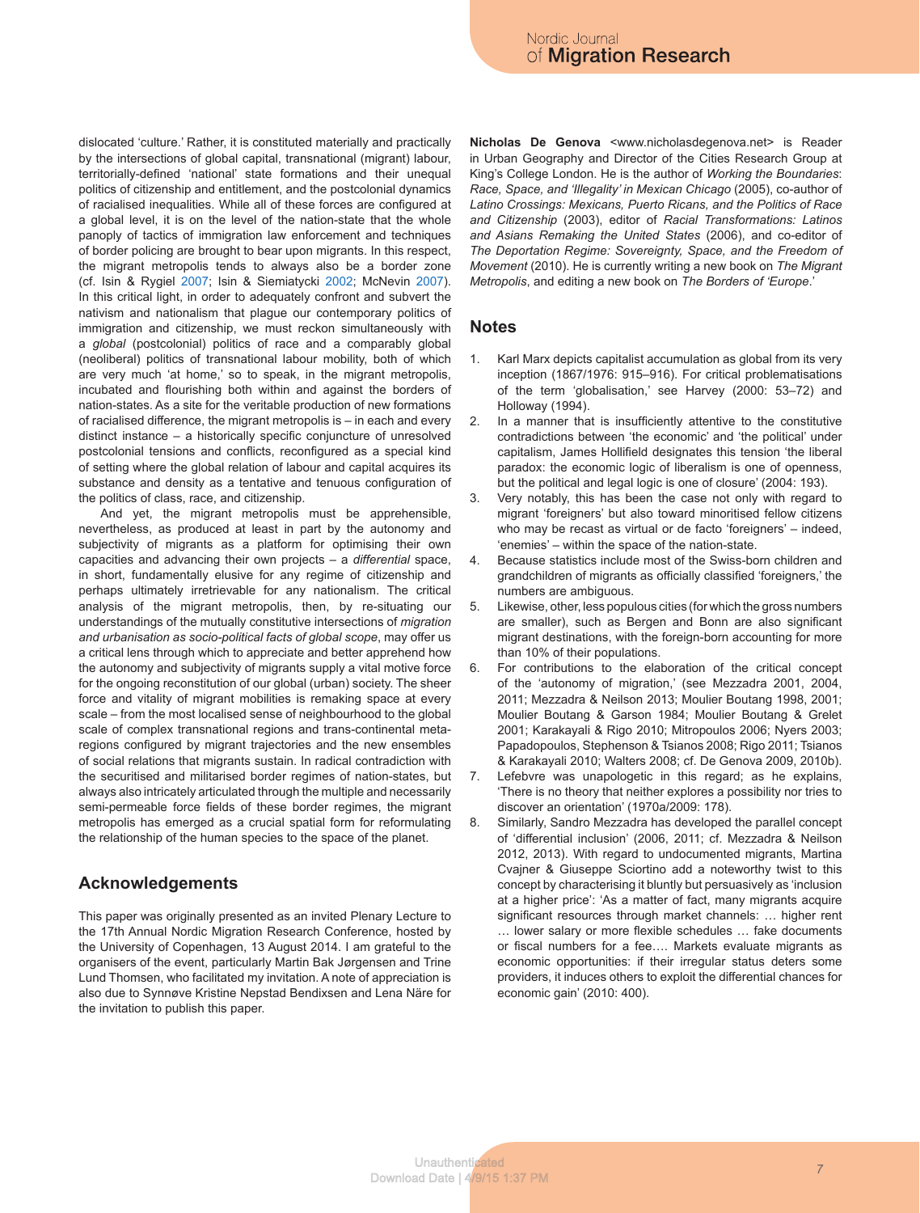dislocated 'culture.' Rather, it is constituted materially and practically by the intersections of global capital, transnational (migrant) labour, territorially-defined 'national' state formations and their unequal politics of citizenship and entitlement, and the postcolonial dynamics of racialised inequalities. While all of these forces are configured at a global level, it is on the level of the nation-state that the whole panoply of tactics of immigration law enforcement and techniques of border policing are brought to bear upon migrants. In this respect, the migrant metropolis tends to always also be a border zone (cf. Isin & Rygiel 2007; Isin & Siemiatycki 2002; McNevin 2007). In this critical light, in order to adequately confront and subvert the nativism and nationalism that plague our contemporary politics of immigration and citizenship, we must reckon simultaneously with a *global* (postcolonial) politics of race and a comparably global (neoliberal) politics of transnational labour mobility, both of which are very much 'at home,' so to speak, in the migrant metropolis, incubated and flourishing both within and against the borders of nation-states. As a site for the veritable production of new formations of racialised difference, the migrant metropolis is – in each and every distinct instance – a historically specific conjuncture of unresolved postcolonial tensions and conflicts, reconfigured as a special kind of setting where the global relation of labour and capital acquires its substance and density as a tentative and tenuous configuration of the politics of class, race, and citizenship.

And yet, the migrant metropolis must be apprehensible, nevertheless, as produced at least in part by the autonomy and subjectivity of migrants as a platform for optimising their own capacities and advancing their own projects – a *differential* space, in short, fundamentally elusive for any regime of citizenship and perhaps ultimately irretrievable for any nationalism. The critical analysis of the migrant metropolis, then, by re-situating our understandings of the mutually constitutive intersections of *migration and urbanisation as socio-political facts of global scope*, may offer us a critical lens through which to appreciate and better apprehend how the autonomy and subjectivity of migrants supply a vital motive force for the ongoing reconstitution of our global (urban) society. The sheer force and vitality of migrant mobilities is remaking space at every scale – from the most localised sense of neighbourhood to the global scale of complex transnational regions and trans-continental meta-regions configured by migrant trajectories and the new ensembles of social relations that migrants sustain. In radical contradiction with the securitised and militarised border regimes of nation-states, but always also intricately articulated through the multiple and necessarily semi-permeable force fields of these border regimes, the migrant metropolis has emerged as a crucial spatial form for reformulating the relationship of the human species to the space of the planet.

## Acknowledgements

This paper was originally presented as an invited Plenary Lecture to the 17th Annual Nordic Migration Research Conference, hosted by the University of Copenhagen, 13 August 2014. I am grateful to the organisers of the event, particularly Martin Bak Jørgensen and Trine Lund Thomsen, who facilitated my invitation. A note of appreciation is also due to Synnøve Kristine Nepstad Bendixsen and Lena Näre for the invitation to publish this paper.

**Nicholas De Genova** <www.nicholasdegenova.net> is Reader in Urban Geography and Director of the Cities Research Group at King's College London. He is the author of *Working the Boundaries: Race, Space, and 'Illegality' in Mexican Chicago* (2005), co-author of *Latino Crossings: Mexicans, Puerto Ricans, and the Politics of Race and Citizenship* (2003), editor of *Racial Transformations: Latinos and Asians Remaking the United States* (2006), and co-editor of *The Deportation Regime: Sovereignty, Space, and the Freedom of Movement* (2010). He is currently writing a new book on *The Migrant Metropolis*, and editing a new book on *The Borders of 'Europe*.'

## Notes

1. Karl Marx depicts capitalist accumulation as global from its very inception (1867/1976: 915–916). For critical problematisations of the term 'globalisation,' see Harvey (2000: 53–72) and Holloway (1994).
2. In a manner that is insufficiently attentive to the constitutive contradictions between 'the economic' and 'the political' under capitalism, James Hollifield designates this tension 'the liberal paradox: the economic logic of liberalism is one of openness, but the political and legal logic is one of closure' (2004: 193).
3. Very notably, this has been the case not only with regard to migrant 'foreigners' but also toward minoritised fellow citizens who may be recast as virtual or de facto 'foreigners' – indeed, 'enemies' – within the space of the nation-state.
4. Because statistics include most of the Swiss-born children and grandchildren of migrants as officially classified 'foreigners,' the numbers are ambiguous.
5. Likewise, other, less populous cities (for which the gross numbers are smaller), such as Bergen and Bonn are also significant migrant destinations, with the foreign-born accounting for more than 10% of their populations.
6. For contributions to the elaboration of the critical concept of the 'autonomy of migration,' (see Mezzadra 2001, 2004, 2011; Mezzadra & Neilson 2013; Moulier Boutang 1998, 2001; Moulier Boutang & Garson 1984; Moulier Boutang & Grelet 2001; Karakayali & Rigo 2010; Mitropoulos 2006; Nyers 2003; Papadopoulos, Stephenson & Tsianos 2008; Rigo 2011; Tsianos & Karakayali 2010; Walters 2008; cf. De Genova 2009, 2010b).
7. Lefebvre was unapologetic in this regard; as he explains, 'There is no theory that neither explores a possibility nor tries to discover an orientation' (1970a/2009: 178).
8. Similarly, Sandro Mezzadra has developed the parallel concept of 'differential inclusion' (2006, 2011; cf. Mezzadra & Neilson 2012, 2013). With regard to undocumented migrants, Martina Cvajner & Giuseppe Sciortino add a noteworthy twist to this concept by characterising it bluntly but persuasively as 'inclusion at a higher price': 'As a matter of fact, many migrants acquire significant resources through market channels: … higher rent … lower salary or more flexible schedules … fake documents or fiscal numbers for a fee…. Markets evaluate migrants as economic opportunities: if their irregular status deters some providers, it induces others to exploit the differential chances for economic gain' (2010: 400).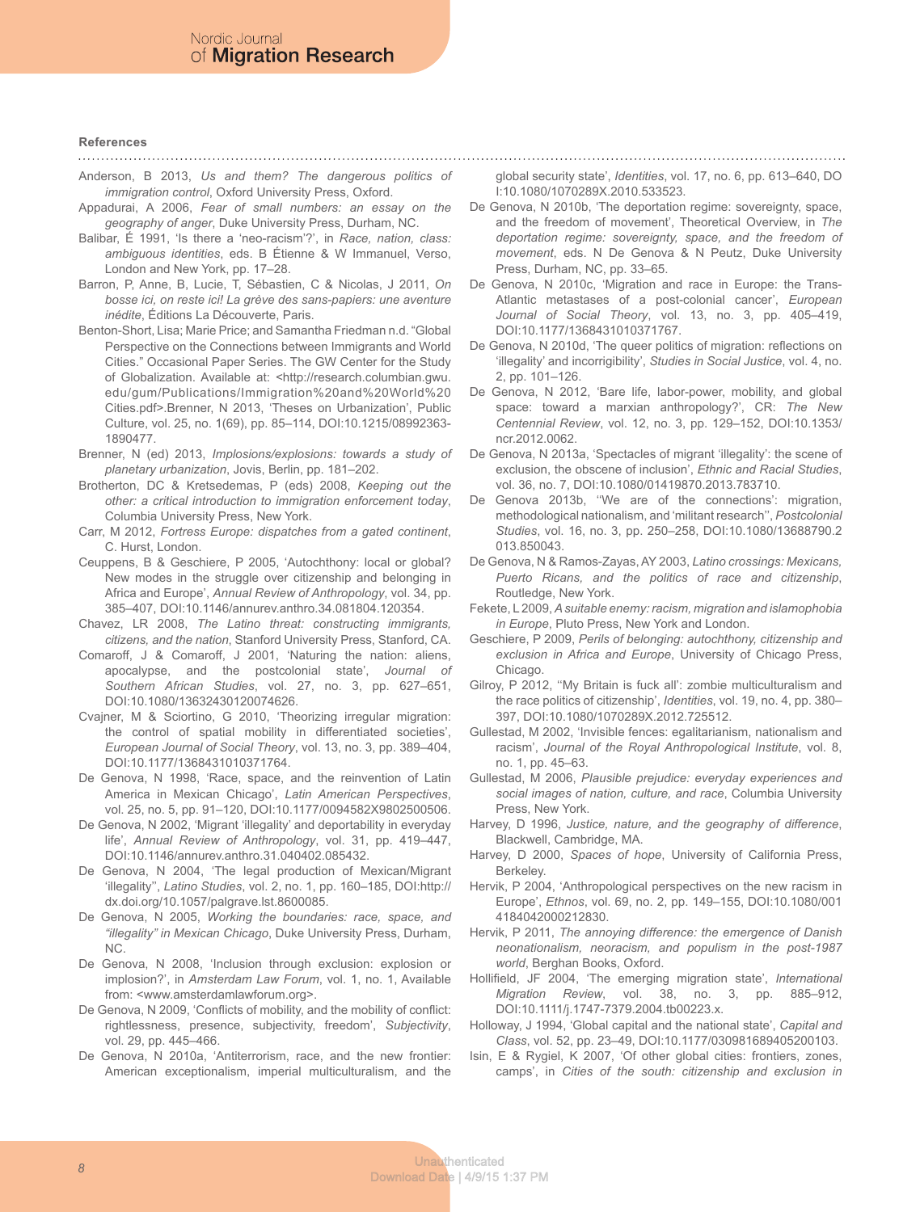## References

Anderson, B 2013, *Us and them? The dangerous politics of immigration control*, Oxford University Press, Oxford.

Appadurai, A 2006, *Fear of small numbers: an essay on the geography of anger*, Duke University Press, Durham, NC.

Balibar, É 1991, 'Is there a 'neo-racism'?', in *Race, nation, class: ambiguous identities*, eds. B Étienne & W Immanuel, Verso, London and New York, pp. 17–28.

Barron, P, Anne, B, Lucie, T, Sébastien, C & Nicolas, J 2011, *On bosse ici, on reste ici! La grève des sans-papiers: une aventure inédite*, Éditions La Découverte, Paris.

Benton-Short, Lisa; Marie Price; and Samantha Friedman n.d. "Global Perspective on the Connections between Immigrants and World Cities." Occasional Paper Series. The GW Center for the Study of Globalization. Available at: <http://research.columbian.gwu.edu/gum/Publications/Immigration%20and%20World%20Cities.pdf>.Brenner, N 2013, 'Theses on Urbanization', Public Culture, vol. 25, no. 1(69), pp. 85–114, DOI:10.1215/08992363-1890477.

Brenner, N (ed) 2013, *Implosions/explosions: towards a study of planetary urbanization*, Jovis, Berlin, pp. 181–202.

Brotherton, DC & Kretsedemas, P (eds) 2008, *Keeping out the other: a critical introduction to immigration enforcement today*, Columbia University Press, New York.

Carr, M 2012, *Fortress Europe: dispatches from a gated continent*, C. Hurst, London.

Ceuppens, B & Geschiere, P 2005, 'Autochthony: local or global? New modes in the struggle over citizenship and belonging in Africa and Europe', *Annual Review of Anthropology*, vol. 34, pp. 385–407, DOI:10.1146/annurev.anthro.34.081804.120354.

Chavez, LR 2008, *The Latino threat: constructing immigrants, citizens, and the nation*, Stanford University Press, Stanford, CA.

Comaroff, J & Comaroff, J 2001, 'Naturing the nation: aliens, apocalypse, and the postcolonial state', *Journal of Southern African Studies*, vol. 27, no. 3, pp. 627–651, DOI:10.1080/13632430120074626.

Cvajner, M & Sciortino, G 2010, 'Theorizing irregular migration: the control of spatial mobility in differentiated societies', *European Journal of Social Theory*, vol. 13, no. 3, pp. 389–404, DOI:10.1177/1368431010371764.

De Genova, N 1998, 'Race, space, and the reinvention of Latin America in Mexican Chicago', *Latin American Perspectives*, vol. 25, no. 5, pp. 91–120, DOI:10.1177/0094582X9802500506.

De Genova, N 2002, 'Migrant 'illegality' and deportability in everyday life', *Annual Review of Anthropology*, vol. 31, pp. 419–447, DOI:10.1146/annurev.anthro.31.040402.085432.

De Genova, N 2004, 'The legal production of Mexican/Migrant 'illegality'', *Latino Studies*, vol. 2, no. 1, pp. 160–185, DOI:http://dx.doi.org/10.1057/palgrave.lst.8600085.

De Genova, N 2005, *Working the boundaries: race, space, and "illegality" in Mexican Chicago*, Duke University Press, Durham, NC.

De Genova, N 2008, 'Inclusion through exclusion: explosion or implosion?', in *Amsterdam Law Forum*, vol. 1, no. 1, Available from: <www.amsterdamlawforum.org>.

De Genova, N 2009, 'Conflicts of mobility, and the mobility of conflict: rightlessness, presence, subjectivity, freedom', *Subjectivity*, vol. 29, pp. 445–466.

De Genova, N 2010a, 'Antiterrorism, race, and the new frontier: American exceptionalism, imperial multiculturalism, and the global security state', *Identities*, vol. 17, no. 6, pp. 613–640, DOI:10.1080/1070289X.2010.533523.

De Genova, N 2010b, 'The deportation regime: sovereignty, space, and the freedom of movement', Theoretical Overview, in *The deportation regime: sovereignty, space, and the freedom of movement*, eds. N De Genova & N Peutz, Duke University Press, Durham, NC, pp. 33–65.

De Genova, N 2010c, 'Migration and race in Europe: the Trans-Atlantic metastases of a post-colonial cancer', *European Journal of Social Theory*, vol. 13, no. 3, pp. 405–419, DOI:10.1177/1368431010371767.

De Genova, N 2010d, 'The queer politics of migration: reflections on 'illegality' and incorrigibility', *Studies in Social Justice*, vol. 4, no. 2, pp. 101–126.

De Genova, N 2012, 'Bare life, labor-power, mobility, and global space: toward a marxian anthropology?', *CR: The New Centennial Review*, vol. 12, no. 3, pp. 129–152, DOI:10.1353/ncr.2012.0062.

De Genova, N 2013a, 'Spectacles of migrant 'illegality': the scene of exclusion, the obscene of inclusion', *Ethnic and Racial Studies*, vol. 36, no. 7, DOI:10.1080/01419870.2013.783710.

De Genova 2013b, ''We are of the connections': migration, methodological nationalism, and 'militant research'', *Postcolonial Studies*, vol. 16, no. 3, pp. 250–258, DOI:10.1080/13688790.2013.850043.

De Genova, N & Ramos-Zayas, AY 2003, *Latino crossings: Mexicans, Puerto Ricans, and the politics of race and citizenship*, Routledge, New York.

Fekete, L 2009, *A suitable enemy: racism, migration and islamophobia in Europe*, Pluto Press, New York and London.

Geschiere, P 2009, *Perils of belonging: autochthony, citizenship and exclusion in Africa and Europe*, University of Chicago Press, Chicago.

Gilroy, P 2012, ''My Britain is fuck all': zombie multiculturalism and the race politics of citizenship', *Identities*, vol. 19, no. 4, pp. 380–397, DOI:10.1080/1070289X.2012.725512.

Gullestad, M 2002, 'Invisible fences: egalitarianism, nationalism and racism', *Journal of the Royal Anthropological Institute*, vol. 8, no. 1, pp. 45–63.

Gullestad, M 2006, *Plausible prejudice: everyday experiences and social images of nation, culture, and race*, Columbia University Press, New York.

Harvey, D 1996, *Justice, nature, and the geography of difference*, Blackwell, Cambridge, MA.

Harvey, D 2000, *Spaces of hope*, University of California Press, Berkeley.

Hervik, P 2004, 'Anthropological perspectives on the new racism in Europe', *Ethnos*, vol. 69, no. 2, pp. 149–155, DOI:10.1080/0014184042000212830.

Hervik, P 2011, *The annoying difference: the emergence of Danish neonationalism, neoracism, and populism in the post-1987 world*, Berghan Books, Oxford.

Hollifield, JF 2004, 'The emerging migration state', *International Migration Review*, vol. 38, no. 3, pp. 885–912, DOI:10.1111/j.1747-7379.2004.tb00223.x.

Holloway, J 1994, 'Global capital and the national state', *Capital and Class*, vol. 52, pp. 23–49, DOI:10.1177/030981689405200103.

Isin, E & Rygiel, K 2007, 'Of other global cities: frontiers, zones, camps', in *Cities of the south: citizenship and exclusion in*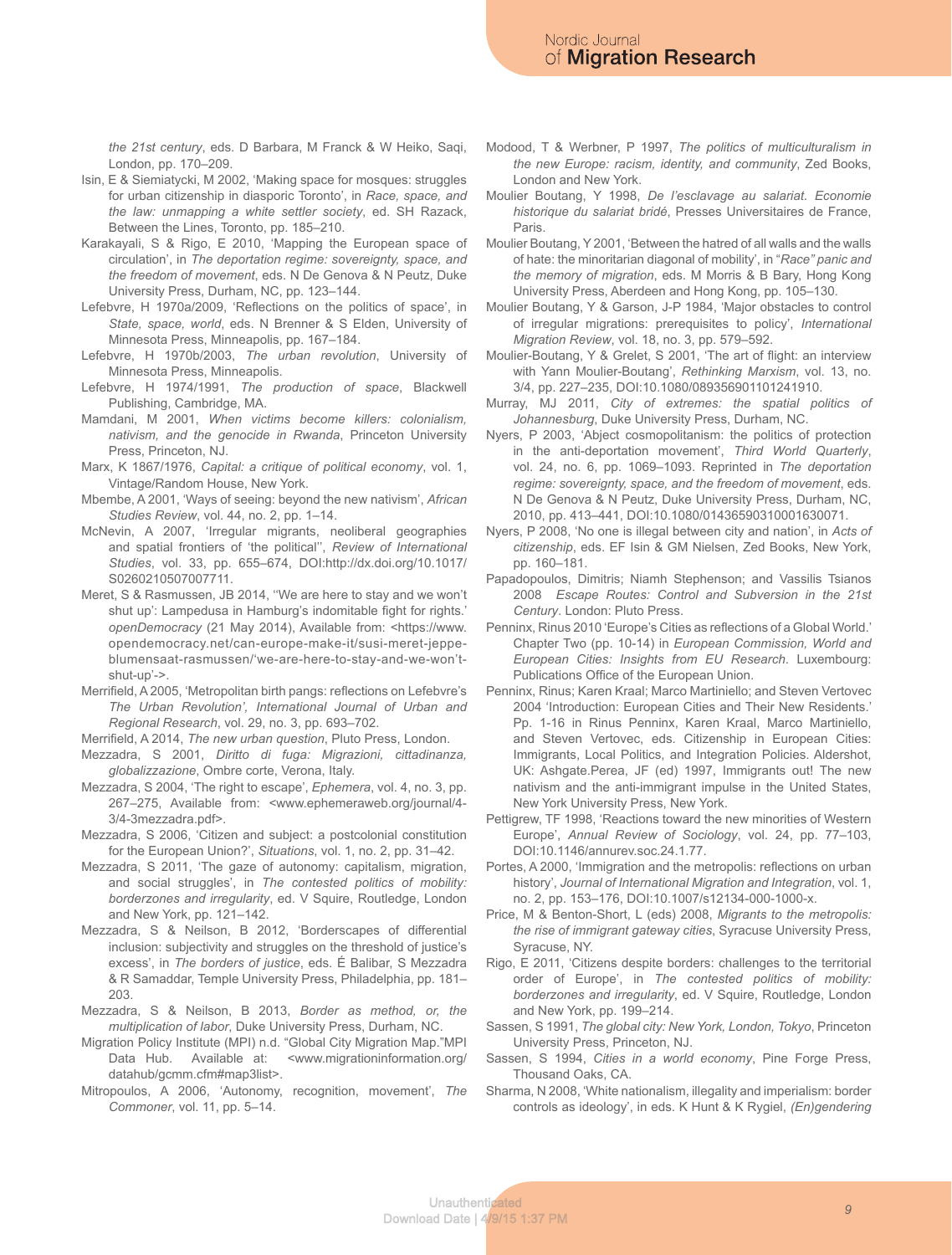*the 21st century*, eds. D Barbara, M Franck & W Heiko, Saqi, London, pp. 170–209.

Isin, E & Siemiatycki, M 2002, 'Making space for mosques: struggles for urban citizenship in diasporic Toronto', in *Race, space, and the law: unmapping a white settler society*, ed. SH Razack, Between the Lines, Toronto, pp. 185–210.

Karakayali, S & Rigo, E 2010, 'Mapping the European space of circulation', in *The deportation regime: sovereignty, space, and the freedom of movement*, eds. N De Genova & N Peutz, Duke University Press, Durham, NC, pp. 123–144.

Lefebvre, H 1970a/2009, 'Reflections on the politics of space', in *State, space, world*, eds. N Brenner & S Elden, University of Minnesota Press, Minneapolis, pp. 167–184.

Lefebvre, H 1970b/2003, *The urban revolution*, University of Minnesota Press, Minneapolis.

Lefebvre, H 1974/1991, *The production of space*, Blackwell Publishing, Cambridge, MA.

Mamdani, M 2001, *When victims become killers: colonialism, nativism, and the genocide in Rwanda*, Princeton University Press, Princeton, NJ.

Marx, K 1867/1976, *Capital: a critique of political economy*, vol. 1, Vintage/Random House, New York.

Mbembe, A 2001, 'Ways of seeing: beyond the new nativism', *African Studies Review*, vol. 44, no. 2, pp. 1–14.

McNevin, A 2007, 'Irregular migrants, neoliberal geographies and spatial frontiers of 'the political'', *Review of International Studies*, vol. 33, pp. 655–674, DOI:http://dx.doi.org/10.1017/S0260210507007711.

Meret, S & Rasmussen, JB 2014, ''We are here to stay and we won't shut up': Lampedusa in Hamburg's indomitable fight for rights.' *openDemocracy* (21 May 2014), Available from: <https://www.opendemocracy.net/can-europe-make-it/susi-meret-jeppe-blumensaat-rasmussen/'we-are-here-to-stay-and-we-won't-shut-up'->.

Merrifield, A 2005, 'Metropolitan birth pangs: reflections on Lefebvre's *The Urban Revolution', International Journal of Urban and Regional Research*, vol. 29, no. 3, pp. 693–702.

Merrifield, A 2014, *The new urban question*, Pluto Press, London.

Mezzadra, S 2001, *Diritto di fuga: Migrazioni, cittadinanza, globalizzazione*, Ombre corte, Verona, Italy.

Mezzadra, S 2004, 'The right to escape', *Ephemera*, vol. 4, no. 3, pp. 267–275, Available from: <www.ephemeraweb.org/journal/4-3/4-3mezzadra.pdf>.

Mezzadra, S 2006, 'Citizen and subject: a postcolonial constitution for the European Union?', *Situations*, vol. 1, no. 2, pp. 31–42.

Mezzadra, S 2011, 'The gaze of autonomy: capitalism, migration, and social struggles', in *The contested politics of mobility: borderzones and irregularity*, ed. V Squire, Routledge, London and New York, pp. 121–142.

Mezzadra, S & Neilson, B 2012, 'Borderscapes of differential inclusion: subjectivity and struggles on the threshold of justice's excess', in *The borders of justice*, eds. É Balibar, S Mezzadra & R Samaddar, Temple University Press, Philadelphia, pp. 181–203.

Mezzadra, S & Neilson, B 2013, *Border as method, or, the multiplication of labor*, Duke University Press, Durham, NC.

Migration Policy Institute (MPI) n.d. "Global City Migration Map."MPI Data Hub. Available at: <www.migrationinformation.org/datahub/gcmm.cfm#map3list>.

Mitropoulos, A 2006, 'Autonomy, recognition, movement', *The Commoner*, vol. 11, pp. 5–14.

Modood, T & Werbner, P 1997, *The politics of multiculturalism in the new Europe: racism, identity, and community*, Zed Books, London and New York.

Moulier Boutang, Y 1998, *De l'esclavage au salariat. Economie historique du salariat bridé*, Presses Universitaires de France, Paris.

Moulier Boutang, Y 2001, 'Between the hatred of all walls and the walls of hate: the minoritarian diagonal of mobility', in *"Race" panic and the memory of migration*, eds. M Morris & B Bary, Hong Kong University Press, Aberdeen and Hong Kong, pp. 105–130.

Moulier Boutang, Y & Garson, J-P 1984, 'Major obstacles to control of irregular migrations: prerequisites to policy', *International Migration Review*, vol. 18, no. 3, pp. 579–592.

Moulier-Boutang, Y & Grelet, S 2001, 'The art of flight: an interview with Yann Moulier-Boutang', *Rethinking Marxism*, vol. 13, no. 3/4, pp. 227–235, DOI:10.1080/089356901101241910.

Murray, MJ 2011, *City of extremes: the spatial politics of Johannesburg*, Duke University Press, Durham, NC.

Nyers, P 2003, 'Abject cosmopolitanism: the politics of protection in the anti-deportation movement', *Third World Quarterly*, vol. 24, no. 6, pp. 1069–1093. Reprinted in *The deportation regime: sovereignty, space, and the freedom of movement*, eds. N De Genova & N Peutz, Duke University Press, Durham, NC, 2010, pp. 413–441, DOI:10.1080/01436590310001630071.

Nyers, P 2008, 'No one is illegal between city and nation', in *Acts of citizenship*, eds. EF Isin & GM Nielsen, Zed Books, New York, pp. 160–181.

Papadopoulos, Dimitris; Niamh Stephenson; and Vassilis Tsianos 2008 *Escape Routes: Control and Subversion in the 21st Century*. London: Pluto Press.

Penninx, Rinus 2010 'Europe's Cities as reflections of a Global World.' Chapter Two (pp. 10-14) in *European Commission, World and European Cities: Insights from EU Research*. Luxembourg: Publications Office of the European Union.

Penninx, Rinus; Karen Kraal; Marco Martiniello; and Steven Vertovec 2004 'Introduction: European Cities and Their New Residents.' Pp. 1-16 in Rinus Penninx, Karen Kraal, Marco Martiniello, and Steven Vertovec, eds. Citizenship in European Cities: Immigrants, Local Politics, and Integration Policies. Aldershot, UK: Ashgate.Perea, JF (ed) 1997, Immigrants out! The new nativism and the anti-immigrant impulse in the United States, New York University Press, New York.

Pettigrew, TF 1998, 'Reactions toward the new minorities of Western Europe', *Annual Review of Sociology*, vol. 24, pp. 77–103, DOI:10.1146/annurev.soc.24.1.77.

Portes, A 2000, 'Immigration and the metropolis: reflections on urban history', *Journal of International Migration and Integration*, vol. 1, no. 2, pp. 153–176, DOI:10.1007/s12134-000-1000-x.

Price, M & Benton-Short, L (eds) 2008, *Migrants to the metropolis: the rise of immigrant gateway cities*, Syracuse University Press, Syracuse, NY.

Rigo, E 2011, 'Citizens despite borders: challenges to the territorial order of Europe', in *The contested politics of mobility: borderzones and irregularity*, ed. V Squire, Routledge, London and New York, pp. 199–214.

Sassen, S 1991, *The global city: New York, London, Tokyo*, Princeton University Press, Princeton, NJ.

Sassen, S 1994, *Cities in a world economy*, Pine Forge Press, Thousand Oaks, CA.

Sharma, N 2008, 'White nationalism, illegality and imperialism: border controls as ideology', in eds. K Hunt & K Rygiel, *(En)gendering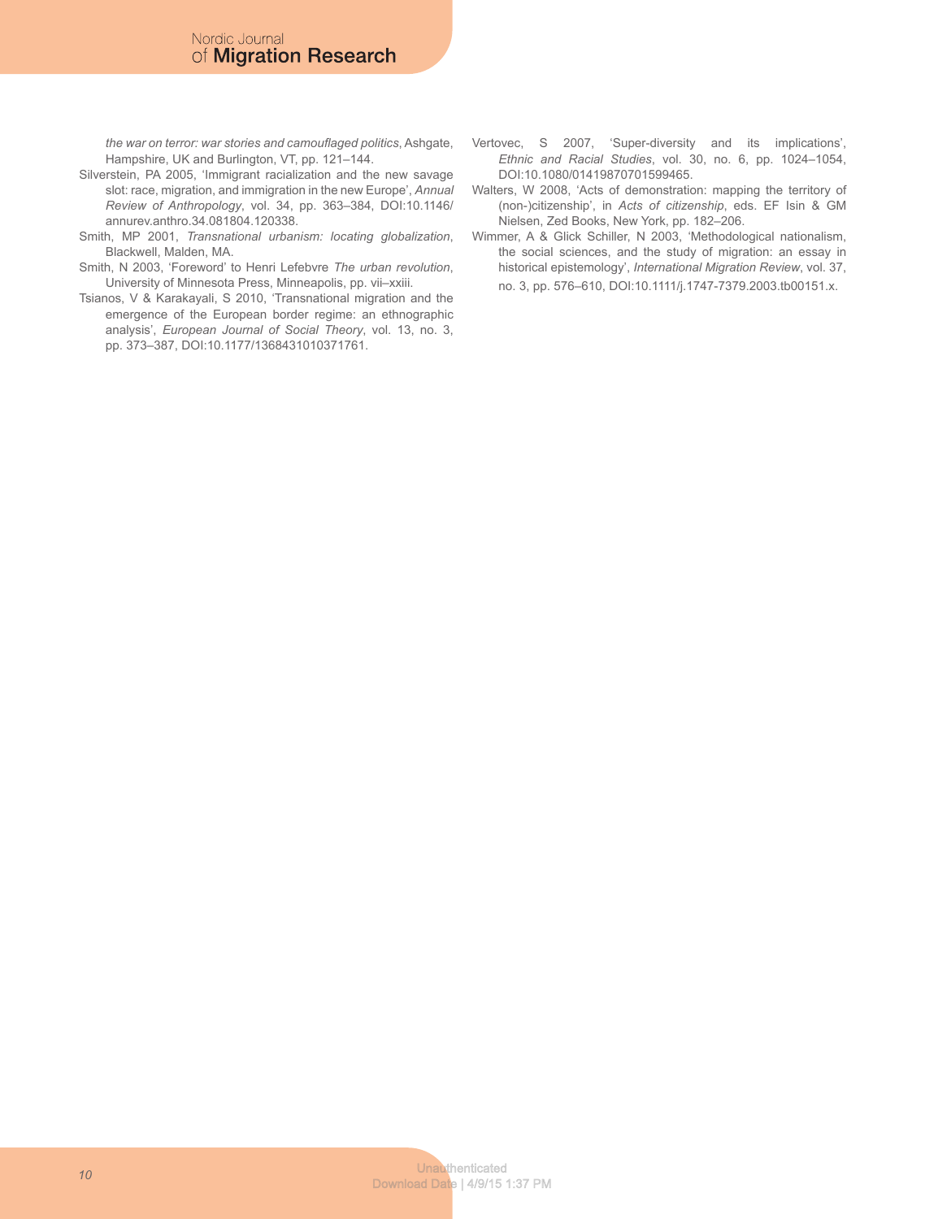*the war on terror: war stories and camouflaged politics*, Ashgate, Hampshire, UK and Burlington, VT, pp. 121–144.

Silverstein, PA 2005, 'Immigrant racialization and the new savage slot: race, migration, and immigration in the new Europe', *Annual Review of Anthropology*, vol. 34, pp. 363–384, DOI:10.1146/annurev.anthro.34.081804.120338.

Smith, MP 2001, *Transnational urbanism: locating globalization*, Blackwell, Malden, MA.

Smith, N 2003, 'Foreword' to Henri Lefebvre *The urban revolution*, University of Minnesota Press, Minneapolis, pp. vii–xxiii.

Tsianos, V & Karakayali, S 2010, 'Transnational migration and the emergence of the European border regime: an ethnographic analysis', *European Journal of Social Theory*, vol. 13, no. 3, pp. 373–387, DOI:10.1177/1368431010371761.

Vertovec, S 2007, 'Super-diversity and its implications', *Ethnic and Racial Studies*, vol. 30, no. 6, pp. 1024–1054, DOI:10.1080/01419870701599465.

Walters, W 2008, 'Acts of demonstration: mapping the territory of (non-)citizenship', in *Acts of citizenship*, eds. EF Isin & GM Nielsen, Zed Books, New York, pp. 182–206.

Wimmer, A & Glick Schiller, N 2003, 'Methodological nationalism, the social sciences, and the study of migration: an essay in historical epistemology', *International Migration Review*, vol. 37, no. 3, pp. 576–610, DOI:10.1111/j.1747-7379.2003.tb00151.x.